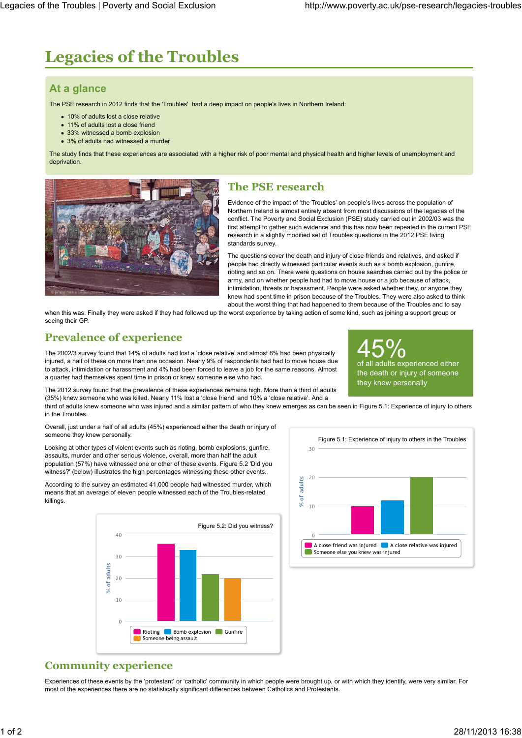# Legacies of the Troubles

## At a glance

The PSE research in 2012 finds that the 'Troubles' had a deep impact on people's lives in Northern Ireland:

- 10% of adults lost a close relative
- 11% of adults lost a close friend
- 33% witnessed a bomb explosion
- 3% of adults had witnessed a murder

The study finds that these experiences are associated with a higher risk of poor mental and physical health and higher levels of unemployment and deprivation.

## The PSE research

Evidence of the impact of 'the Troubles' on people's lives across the population of Northern Ireland is almost entirely absent from most discussions of the legacies of the conflict. The Poverty and Social Exclusion (PSE) study carried out in 2002/03 was the first attempt to gather such evidence and this has now been repeated in the current PSE research in a slightly modified set of Troubles questions in the 2012 PSE living standards survey.

The questions cover the death and injury of close friends and relatives, and asked if people had directly witnessed particular events such as a bomb explosion, gunfire, rioting and so on. There were questions on house searches carried out by the police or army, and on whether people had had to move house or a job because of attack, intimidation, threats or harassment. People were asked whether they, or anyone they knew had spent time in prison because of the Troubles. They were also asked to think about the worst thing that had happened to them because of the Troubles and to say when this was. Finally they were asked if they had followed up the worst experience by taking action of some kind, such as joining a support group or seeing their GP.

## Prevalence of experience

The 2002/3 survey found that 14% of adults had lost a 'close relative' and almost 8% had been physically injured, a half of these on more than one occasion. Nearly 9% of respondents had had to move house due to attack, intimidation or harassment and 4% had been forced to leave a job for the same reasons. Almost a quarter had themselves spent time in prison or knew someone else who had.

**45%** of all adults experienced either the death or injury of someone they knew personally

The 2012 survey found that the prevalence of these experiences remains high. More than a third of adults (35%) knew someone who was killed. Nearly 11% lost a 'close friend' and 10% a 'close relative'. And a third of adults knew someone who was injured and a similar pattern of who they knew emerges as can be seen in Figure 5.1: Experience of injury to others in the Troubles.

Overall, just under a half of all adults (45%) experienced either the death or injury of someone they knew personally.

Looking at other types of violent events such as rioting, bomb explosions, gunfire, assaults, murder and other serious violence, overall, more than half the adult population (57%) have witnessed one or other of these events. Figure 5.2 'Did you witness?' (below) illustrates the high percentages witnessing these other events.

According to the survey an estimated 41,000 people had witnessed murder, which means that an average of eleven people witnessed each of the Troubles-related killings.

Figure 5.1: Experience of injury to others in the Troubles

| Experience | % of adults (approx.) |
|---|---|
| A close friend was injured | 10 |
| A close relative was injured | 12 |
| Someone else you knew was injured | 20 |

Figure 5.2: Did you witness?

| Event | % of adults (approx.) |
|---|---|
| Rioting | 36 |
| Bomb explosion | 33 |
| Gunfire | 22 |
| Someone being assault | 20 |

## Community experience

Experiences of these events by the 'protestant' or 'catholic' community in which people were brought up, or with which they identify, were very similar. For most of the experiences there are no statistically significant differences between Catholics and Protestants.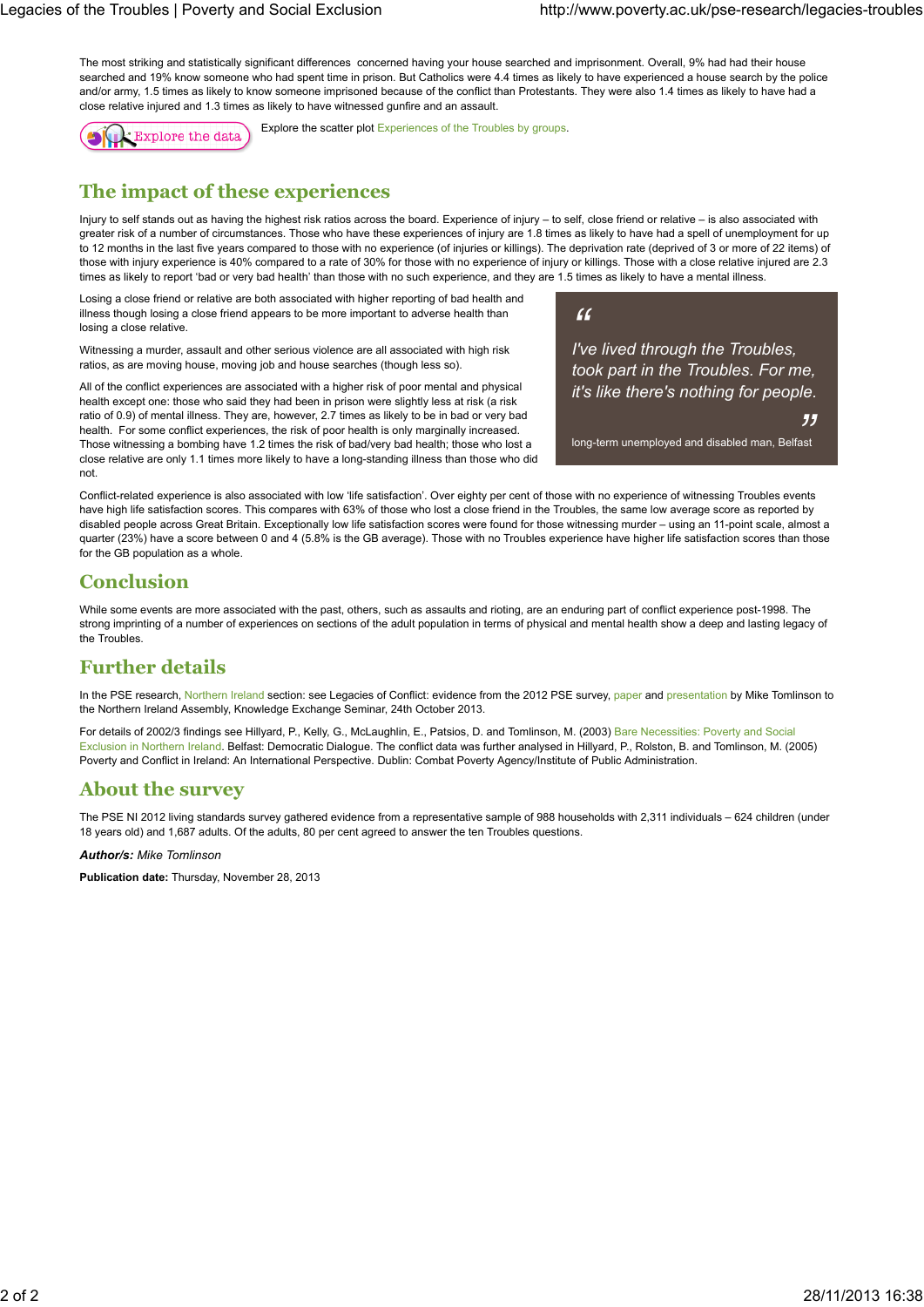The most striking and statistically significant differences concerned having your house searched and imprisonment. Overall, 9% had had their house searched and 19% know someone who had spent time in prison. But Catholics were 4.4 times as likely to have experienced a house search by the police and/or army, 1.5 times as likely to know someone imprisoned because of the conflict than Protestants. They were also 1.4 times as likely to have had a close relative injured and 1.3 times as likely to have witnessed gunfire and an assault.

Explore the data

Explore the scatter plot Experiences of the Troubles by groups.

## The impact of these experiences

Injury to self stands out as having the highest risk ratios across the board. Experience of injury – to self, close friend or relative – is also associated with greater risk of a number of circumstances. Those who have these experiences of injury are 1.8 times as likely to have had a spell of unemployment for up to 12 months in the last five years compared to those with no experience (of injuries or killings). The deprivation rate (deprived of 3 or more of 22 items) of those with injury experience is 40% compared to a rate of 30% for those with no experience of injury or killings. Those with a close relative injured are 2.3 times as likely to report 'bad or very bad health' than those with no such experience, and they are 1.5 times as likely to have a mental illness.

Losing a close friend or relative are both associated with higher reporting of bad health and illness though losing a close friend appears to be more important to adverse health than losing a close relative.

Witnessing a murder, assault and other serious violence are all associated with high risk ratios, as are moving house, moving job and house searches (though less so).

All of the conflict experiences are associated with a higher risk of poor mental and physical health except one: those who said they had been in prison were slightly less at risk (a risk ratio of 0.9) of mental illness. They are, however, 2.7 times as likely to be in bad or very bad health. For some conflict experiences, the risk of poor health is only marginally increased. Those witnessing a bombing have 1.2 times the risk of bad/very bad health; those who lost a close relative are only 1.1 times more likely to have a long-standing illness than those who did not.

> *I've lived through the Troubles, took part in the Troubles. For me, it's like there's nothing for people.*
>
> long-term unemployed and disabled man, Belfast

Conflict-related experience is also associated with low 'life satisfaction'. Over eighty per cent of those with no experience of witnessing Troubles events have high life satisfaction scores. This compares with 63% of those who lost a close friend in the Troubles, the same low average score as reported by disabled people across Great Britain. Exceptionally low life satisfaction scores were found for those witnessing murder – using an 11-point scale, almost a quarter (23%) have a score between 0 and 4 (5.8% is the GB average). Those with no Troubles experience have higher life satisfaction scores than those for the GB population as a whole.

## Conclusion

While some events are more associated with the past, others, such as assaults and rioting, are an enduring part of conflict experience post-1998. The strong imprinting of a number of experiences on sections of the adult population in terms of physical and mental health show a deep and lasting legacy of the Troubles.

## Further details

In the PSE research, Northern Ireland section: see Legacies of Conflict: evidence from the 2012 PSE survey, paper and presentation by Mike Tomlinson to the Northern Ireland Assembly, Knowledge Exchange Seminar, 24th October 2013.

For details of 2002/3 findings see Hillyard, P., Kelly, G., McLaughlin, E., Patsios, D. and Tomlinson, M. (2003) Bare Necessities: Poverty and Social Exclusion in Northern Ireland. Belfast: Democratic Dialogue. The conflict data was further analysed in Hillyard, P., Rolston, B. and Tomlinson, M. (2005) Poverty and Conflict in Ireland: An International Perspective. Dublin: Combat Poverty Agency/Institute of Public Administration.

## About the survey

The PSE NI 2012 living standards survey gathered evidence from a representative sample of 988 households with 2,311 individuals – 624 children (under 18 years old) and 1,687 adults. Of the adults, 80 per cent agreed to answer the ten Troubles questions.

***Author/s:*** *Mike Tomlinson*

**Publication date:** Thursday, November 28, 2013